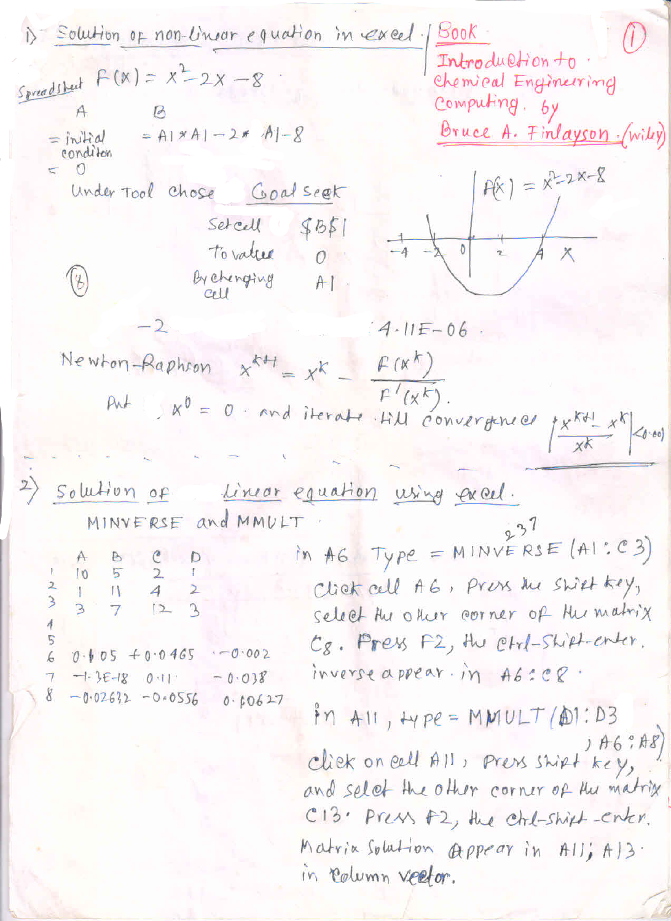1) Solution of non-linear equation in excel.

Book: Introduction to Chemical Engineering Computing. by Bruce A. Finlayson (Wiley)

Spreadsheet $F(x) = x^2 - 2x - 8$

| A | B |
|---|---|
| = initial condition = 0 | = A1*A1-2*A1-8 |

Under Tool chose Goal seek

- Set cell: $B$1
- To value: 0
- By changing cell: A1

$f(x) = x^2 - 2x - 8$

| -2 | 4.11E-06 |
|---|---|

Newton-Raphson $x^{k+1} = x^k - \frac{F(x^k)}{F'(x^k)}$.

Put $x^0 = 0$ and iterate till convergence $\left|\frac{x^{k+1} - x^k}{x^k}\right| < 0.001$

---

2) Solution of Linear equation using excel.

MINVERSE and MMULT

| | A | B | C | D |
|---|---|---|---|---|
| 1 | 10 | 5 | 2 | 1 |
| 2 | 1 | 11 | 4 | 2 |
| 3 | 3 | 7 | 12 | 3 |
| 4 | | | | |
| 5 | | | | |
| 6 | 0.105 | +0.0465 | -0.002 | |
| 7 | -1.3E-18 | 0.11 | -0.038 | |
| 8 | -0.02632 | -0.0556 | 0.10627 | |

in A6 Type = MINVERSE (A1:C3)
Click cell A6, Press the Shift key, select the other corner of the matrix C8. Press F2, the Ctrl-Shift-enter. inverse appear in A6:C8.

in A11, type = MMULT (A1:D3, A6:A8)
click on cell A11, Press shift key, and select the other corner of the matrix C13. Press F2, the ctrl-shift-enter. Matrix Solution Appear in A11; A13. in column vector.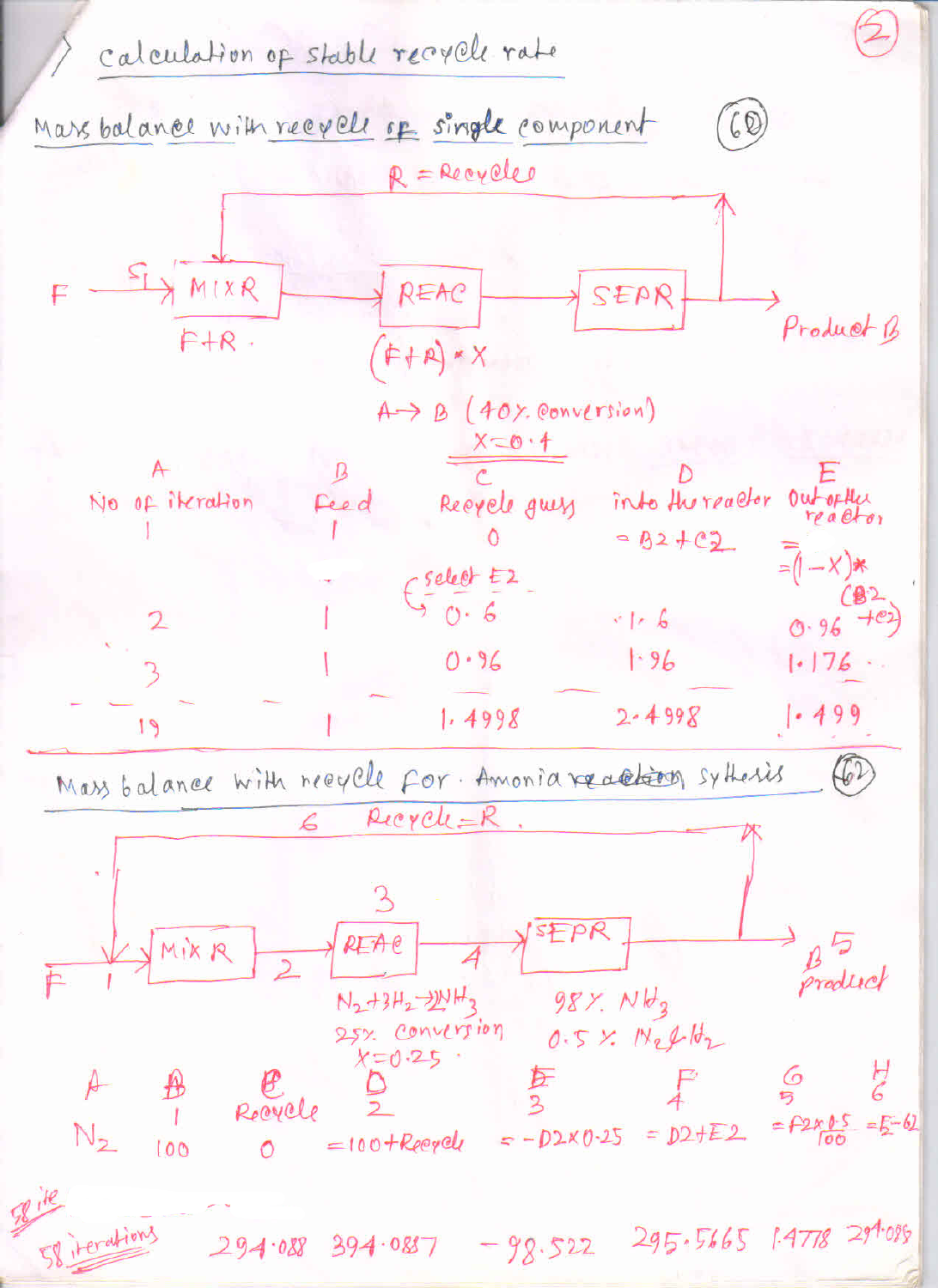## Calculation of stable recycle rate

### Mass balance with recycle of single component (60)

R = Recycle

F → S1 → MIXR → REAC → SEPR → Product B

MIXR: F+R

REAC: (F+R) * X

A → B (40% conversion)

X = 0.4

| A | B | C | D | E |
|---|---|---|---|---|
| No of iteration | Feed | Recycle guess | into the reactor | Out of the reactor |
| 1 | 1 | 0 | = B2 + C2 | = (1 − X) * (B2 + C2) |
| | | select E2 ↪ | | |
| 2 | 1 | 0.6 | 1.6 | 0.96 |
| 3 | 1 | 0.96 | 1.96 | 1.176 |
| 19 | 1 | 1.4998 | 2.4998 | 1.499 |

### Mass balance with recycle for Amonia synthesis (62)

6 Recycle = R

F → 1 → MIXR → 2 → REAC (3) → 4 → SEPR → 5 B product

REAC: $N_2 + 3H_2 \rightarrow 2NH_3$, 25% conversion, X = 0.25

SEPR: 98% $NH_3$, 0.5% $N_2$ & $H_2$

| A | B | C | D | E | F | G | H |
|---|---|---|---|---|---|---|---|
| | 1 | Recycle | 2 | 3 | 4 | 5 | 6 |
| $N_2$ | 100 | 0 | = 100 + Recycle | = − D2 × 0.25 | = D2 + E2 | = F2 × 0.5 / 100 | = F2 − G2 |
| 58 iterations | | 294.088 | 394.0887 | −98.522 | 295.5665 | 1.4778 | 294.088 |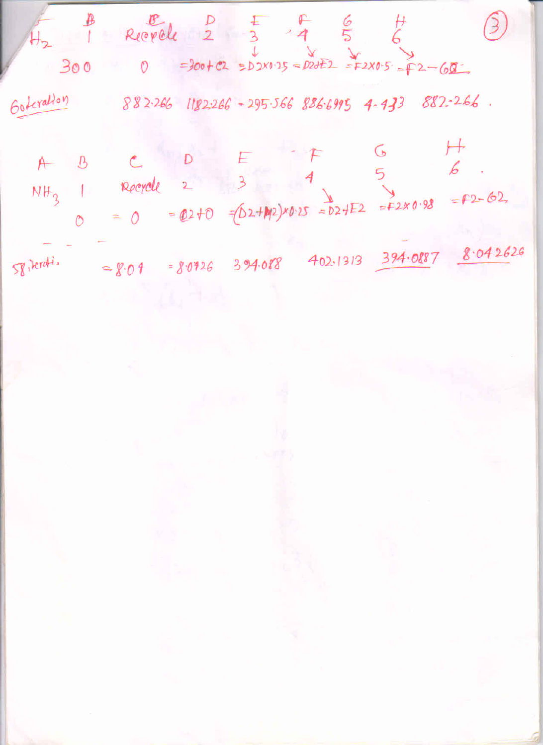**Table 1**

| | B | C | D | E | F | G | H |
|---|---|---|---|---|---|---|---|
| $H_2$ | 1 | Recycle | 2 | 3 | 4 | 5 | 6 |
| | 300 | 0 | =300+C2 | =D2×0.25 | =D2+E2 | =F2×0.5 | =F2−G2 |
| 60 iteration | | 882.266 | 1182.266 | −295.566 | 886.6995 | 4.433 | 882.266 |

**Table 2**

| A | B | C | D | E | F | G | H |
|---|---|---|---|---|---|---|---|
| $NH_3$ | 1 | Recycle | 2 | 3 | 4 | 5 | 6 |
| | 0 | = 0 | =C2+0 | =(D2+H2)×0.25 | =D2+E2 | =F2×0.98 | =F2−G2 |
| 58 iterati. | | =8.04 | =8.0426 | 394.088 | 402.1313 | 394.0887 | 8.042626 |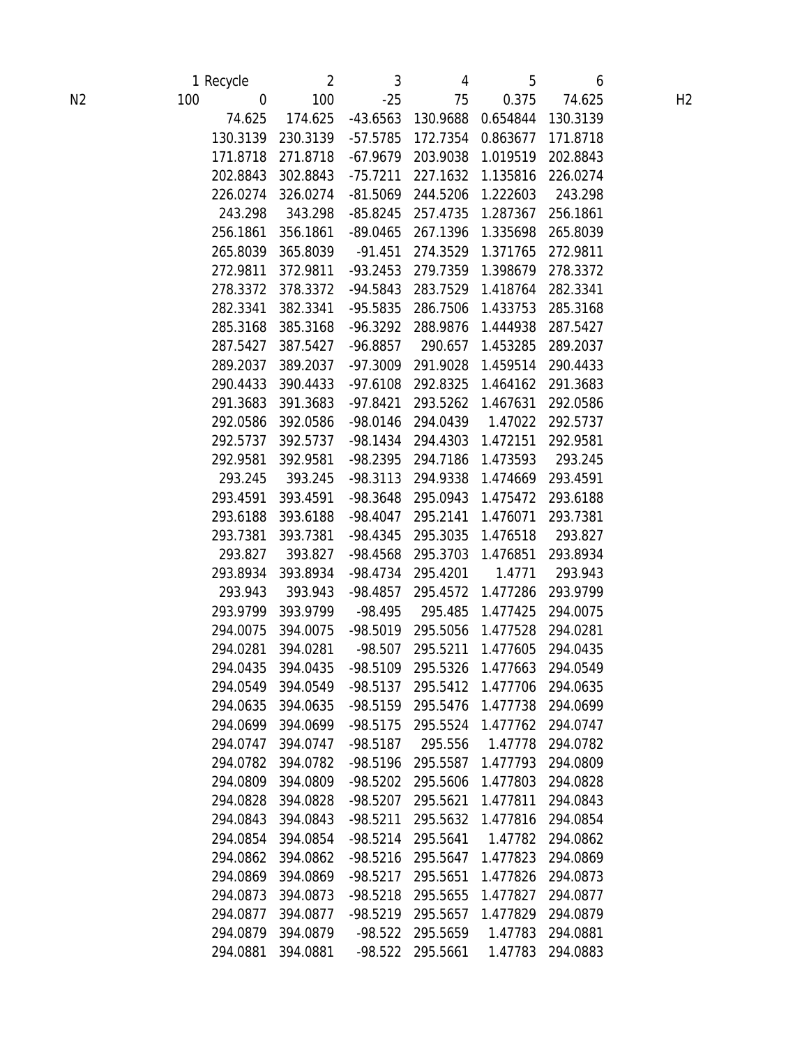| | 1 | Recycle | 2 | 3 | 4 | 5 | 6 | |
|---|---|---|---|---|---|---|---|---|
| N2 | 100 | 0 | 100 | -25 | 75 | 0.375 | 74.625 | H2 |
| | | 74.625 | 174.625 | -43.6563 | 130.9688 | 0.654844 | 130.3139 | |
| | | 130.3139 | 230.3139 | -57.5785 | 172.7354 | 0.863677 | 171.8718 | |
| | | 171.8718 | 271.8718 | -67.9679 | 203.9038 | 1.019519 | 202.8843 | |
| | | 202.8843 | 302.8843 | -75.7211 | 227.1632 | 1.135816 | 226.0274 | |
| | | 226.0274 | 326.0274 | -81.5069 | 244.5206 | 1.222603 | 243.298 | |
| | | 243.298 | 343.298 | -85.8245 | 257.4735 | 1.287367 | 256.1861 | |
| | | 256.1861 | 356.1861 | -89.0465 | 267.1396 | 1.335698 | 265.8039 | |
| | | 265.8039 | 365.8039 | -91.451 | 274.3529 | 1.371765 | 272.9811 | |
| | | 272.9811 | 372.9811 | -93.2453 | 279.7359 | 1.398679 | 278.3372 | |
| | | 278.3372 | 378.3372 | -94.5843 | 283.7529 | 1.418764 | 282.3341 | |
| | | 282.3341 | 382.3341 | -95.5835 | 286.7506 | 1.433753 | 285.3168 | |
| | | 285.3168 | 385.3168 | -96.3292 | 288.9876 | 1.444938 | 287.5427 | |
| | | 287.5427 | 387.5427 | -96.8857 | 290.657 | 1.453285 | 289.2037 | |
| | | 289.2037 | 389.2037 | -97.3009 | 291.9028 | 1.459514 | 290.4433 | |
| | | 290.4433 | 390.4433 | -97.6108 | 292.8325 | 1.464162 | 291.3683 | |
| | | 291.3683 | 391.3683 | -97.8421 | 293.5262 | 1.467631 | 292.0586 | |
| | | 292.0586 | 392.0586 | -98.0146 | 294.0439 | 1.47022 | 292.5737 | |
| | | 292.5737 | 392.5737 | -98.1434 | 294.4303 | 1.472151 | 292.9581 | |
| | | 292.9581 | 392.9581 | -98.2395 | 294.7186 | 1.473593 | 293.245 | |
| | | 293.245 | 393.245 | -98.3113 | 294.9338 | 1.474669 | 293.4591 | |
| | | 293.4591 | 393.4591 | -98.3648 | 295.0943 | 1.475472 | 293.6188 | |
| | | 293.6188 | 393.6188 | -98.4047 | 295.2141 | 1.476071 | 293.7381 | |
| | | 293.7381 | 393.7381 | -98.4345 | 295.3035 | 1.476518 | 293.827 | |
| | | 293.827 | 393.827 | -98.4568 | 295.3703 | 1.476851 | 293.8934 | |
| | | 293.8934 | 393.8934 | -98.4734 | 295.4201 | 1.4771 | 293.943 | |
| | | 293.943 | 393.943 | -98.4857 | 295.4572 | 1.477286 | 293.9799 | |
| | | 293.9799 | 393.9799 | -98.495 | 295.485 | 1.477425 | 294.0075 | |
| | | 294.0075 | 394.0075 | -98.5019 | 295.5056 | 1.477528 | 294.0281 | |
| | | 294.0281 | 394.0281 | -98.507 | 295.5211 | 1.477605 | 294.0435 | |
| | | 294.0435 | 394.0435 | -98.5109 | 295.5326 | 1.477663 | 294.0549 | |
| | | 294.0549 | 394.0549 | -98.5137 | 295.5412 | 1.477706 | 294.0635 | |
| | | 294.0635 | 394.0635 | -98.5159 | 295.5476 | 1.477738 | 294.0699 | |
| | | 294.0699 | 394.0699 | -98.5175 | 295.5524 | 1.477762 | 294.0747 | |
| | | 294.0747 | 394.0747 | -98.5187 | 295.556 | 1.47778 | 294.0782 | |
| | | 294.0782 | 394.0782 | -98.5196 | 295.5587 | 1.477793 | 294.0809 | |
| | | 294.0809 | 394.0809 | -98.5202 | 295.5606 | 1.477803 | 294.0828 | |
| | | 294.0828 | 394.0828 | -98.5207 | 295.5621 | 1.477811 | 294.0843 | |
| | | 294.0843 | 394.0843 | -98.5211 | 295.5632 | 1.477816 | 294.0854 | |
| | | 294.0854 | 394.0854 | -98.5214 | 295.5641 | 1.47782 | 294.0862 | |
| | | 294.0862 | 394.0862 | -98.5216 | 295.5647 | 1.477823 | 294.0869 | |
| | | 294.0869 | 394.0869 | -98.5217 | 295.5651 | 1.477826 | 294.0873 | |
| | | 294.0873 | 394.0873 | -98.5218 | 295.5655 | 1.477827 | 294.0877 | |
| | | 294.0877 | 394.0877 | -98.5219 | 295.5657 | 1.477829 | 294.0879 | |
| | | 294.0879 | 394.0879 | -98.522 | 295.5659 | 1.47783 | 294.0881 | |
| | | 294.0881 | 394.0881 | -98.522 | 295.5661 | 1.47783 | 294.0883 | |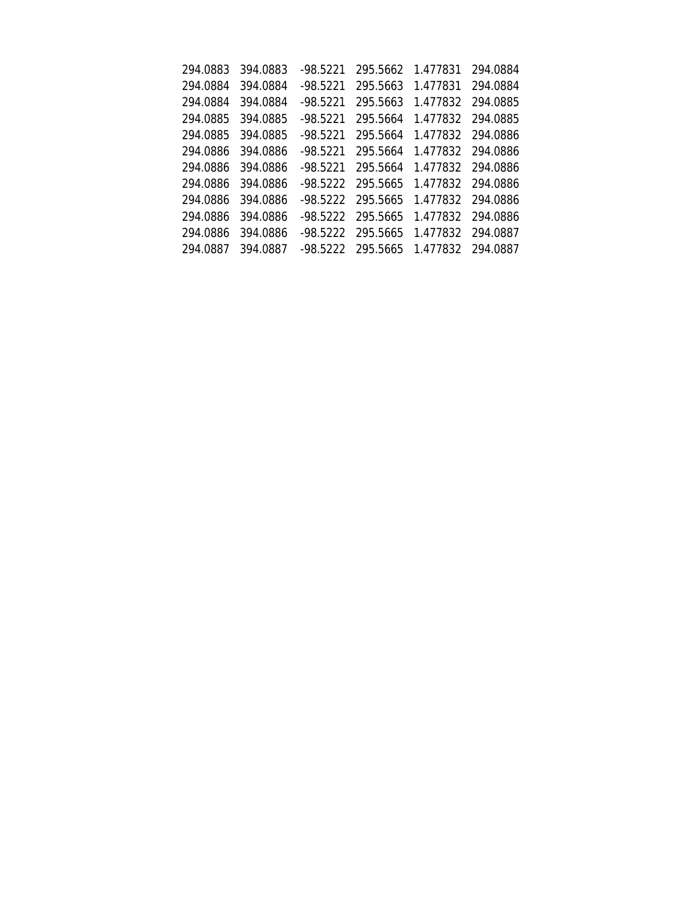| | | | | | |
|---|---|---|---|---|---|
| 294.0883 | 394.0883 | -98.5221 | 295.5662 | 1.477831 | 294.0884 |
| 294.0884 | 394.0884 | -98.5221 | 295.5663 | 1.477831 | 294.0884 |
| 294.0884 | 394.0884 | -98.5221 | 295.5663 | 1.477832 | 294.0885 |
| 294.0885 | 394.0885 | -98.5221 | 295.5664 | 1.477832 | 294.0885 |
| 294.0885 | 394.0885 | -98.5221 | 295.5664 | 1.477832 | 294.0886 |
| 294.0886 | 394.0886 | -98.5221 | 295.5664 | 1.477832 | 294.0886 |
| 294.0886 | 394.0886 | -98.5221 | 295.5664 | 1.477832 | 294.0886 |
| 294.0886 | 394.0886 | -98.5222 | 295.5665 | 1.477832 | 294.0886 |
| 294.0886 | 394.0886 | -98.5222 | 295.5665 | 1.477832 | 294.0886 |
| 294.0886 | 394.0886 | -98.5222 | 295.5665 | 1.477832 | 294.0886 |
| 294.0886 | 394.0886 | -98.5222 | 295.5665 | 1.477832 | 294.0887 |
| 294.0887 | 394.0887 | -98.5222 | 295.5665 | 1.477832 | 294.0887 |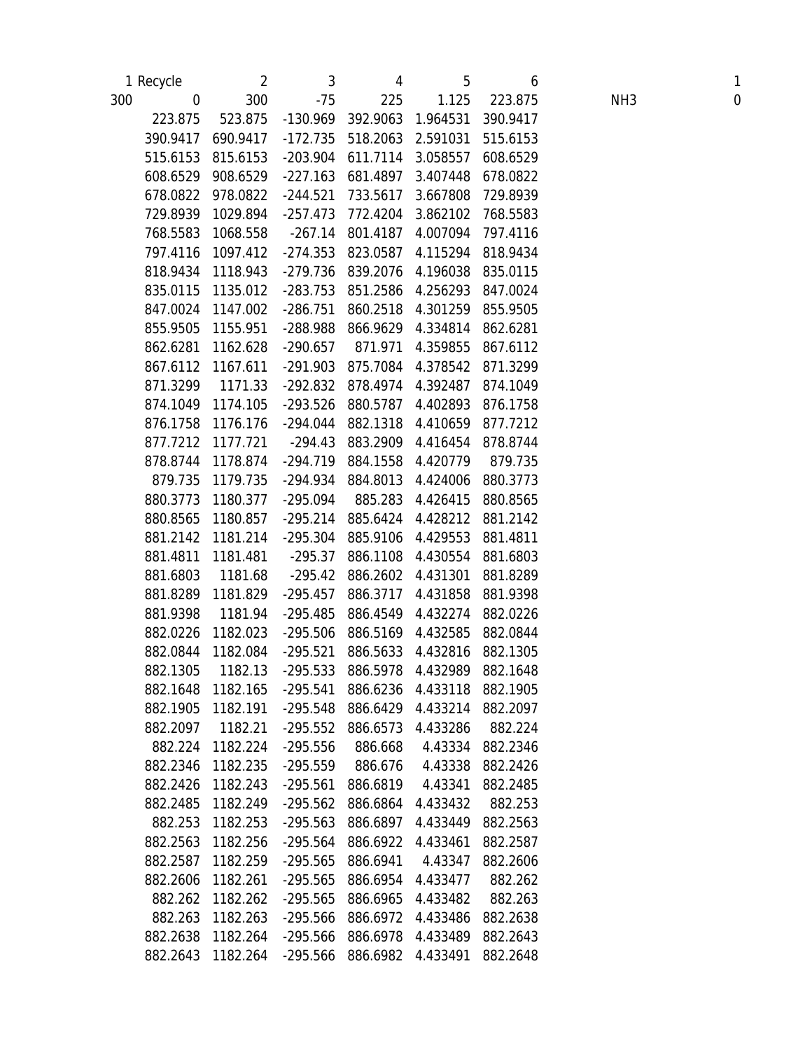| | 1 Recycle | 2 | 3 | 4 | 5 | 6 | | 1 |
|---|---|---|---|---|---|---|---|---|
| 300 | 0 | 300 | -75 | 225 | 1.125 | 223.875 | NH3 | 0 |
| | 223.875 | 523.875 | -130.969 | 392.9063 | 1.964531 | 390.9417 | | |
| | 390.9417 | 690.9417 | -172.735 | 518.2063 | 2.591031 | 515.6153 | | |
| | 515.6153 | 815.6153 | -203.904 | 611.7114 | 3.058557 | 608.6529 | | |
| | 608.6529 | 908.6529 | -227.163 | 681.4897 | 3.407448 | 678.0822 | | |
| | 678.0822 | 978.0822 | -244.521 | 733.5617 | 3.667808 | 729.8939 | | |
| | 729.8939 | 1029.894 | -257.473 | 772.4204 | 3.862102 | 768.5583 | | |
| | 768.5583 | 1068.558 | -267.14 | 801.4187 | 4.007094 | 797.4116 | | |
| | 797.4116 | 1097.412 | -274.353 | 823.0587 | 4.115294 | 818.9434 | | |
| | 818.9434 | 1118.943 | -279.736 | 839.2076 | 4.196038 | 835.0115 | | |
| | 835.0115 | 1135.012 | -283.753 | 851.2586 | 4.256293 | 847.0024 | | |
| | 847.0024 | 1147.002 | -286.751 | 860.2518 | 4.301259 | 855.9505 | | |
| | 855.9505 | 1155.951 | -288.988 | 866.9629 | 4.334814 | 862.6281 | | |
| | 862.6281 | 1162.628 | -290.657 | 871.971 | 4.359855 | 867.6112 | | |
| | 867.6112 | 1167.611 | -291.903 | 875.7084 | 4.378542 | 871.3299 | | |
| | 871.3299 | 1171.33 | -292.832 | 878.4974 | 4.392487 | 874.1049 | | |
| | 874.1049 | 1174.105 | -293.526 | 880.5787 | 4.402893 | 876.1758 | | |
| | 876.1758 | 1176.176 | -294.044 | 882.1318 | 4.410659 | 877.7212 | | |
| | 877.7212 | 1177.721 | -294.43 | 883.2909 | 4.416454 | 878.8744 | | |
| | 878.8744 | 1178.874 | -294.719 | 884.1558 | 4.420779 | 879.735 | | |
| | 879.735 | 1179.735 | -294.934 | 884.8013 | 4.424006 | 880.3773 | | |
| | 880.3773 | 1180.377 | -295.094 | 885.283 | 4.426415 | 880.8565 | | |
| | 880.8565 | 1180.857 | -295.214 | 885.6424 | 4.428212 | 881.2142 | | |
| | 881.2142 | 1181.214 | -295.304 | 885.9106 | 4.429553 | 881.4811 | | |
| | 881.4811 | 1181.481 | -295.37 | 886.1108 | 4.430554 | 881.6803 | | |
| | 881.6803 | 1181.68 | -295.42 | 886.2602 | 4.431301 | 881.8289 | | |
| | 881.8289 | 1181.829 | -295.457 | 886.3717 | 4.431858 | 881.9398 | | |
| | 881.9398 | 1181.94 | -295.485 | 886.4549 | 4.432274 | 882.0226 | | |
| | 882.0226 | 1182.023 | -295.506 | 886.5169 | 4.432585 | 882.0844 | | |
| | 882.0844 | 1182.084 | -295.521 | 886.5633 | 4.432816 | 882.1305 | | |
| | 882.1305 | 1182.13 | -295.533 | 886.5978 | 4.432989 | 882.1648 | | |
| | 882.1648 | 1182.165 | -295.541 | 886.6236 | 4.433118 | 882.1905 | | |
| | 882.1905 | 1182.191 | -295.548 | 886.6429 | 4.433214 | 882.2097 | | |
| | 882.2097 | 1182.21 | -295.552 | 886.6573 | 4.433286 | 882.224 | | |
| | 882.224 | 1182.224 | -295.556 | 886.668 | 4.43334 | 882.2346 | | |
| | 882.2346 | 1182.235 | -295.559 | 886.676 | 4.43338 | 882.2426 | | |
| | 882.2426 | 1182.243 | -295.561 | 886.6819 | 4.43341 | 882.2485 | | |
| | 882.2485 | 1182.249 | -295.562 | 886.6864 | 4.433432 | 882.253 | | |
| | 882.253 | 1182.253 | -295.563 | 886.6897 | 4.433449 | 882.2563 | | |
| | 882.2563 | 1182.256 | -295.564 | 886.6922 | 4.433461 | 882.2587 | | |
| | 882.2587 | 1182.259 | -295.565 | 886.6941 | 4.43347 | 882.2606 | | |
| | 882.2606 | 1182.261 | -295.565 | 886.6954 | 4.433477 | 882.262 | | |
| | 882.262 | 1182.262 | -295.565 | 886.6965 | 4.433482 | 882.263 | | |
| | 882.263 | 1182.263 | -295.566 | 886.6972 | 4.433486 | 882.2638 | | |
| | 882.2638 | 1182.264 | -295.566 | 886.6978 | 4.433489 | 882.2643 | | |
| | 882.2643 | 1182.264 | -295.566 | 886.6982 | 4.433491 | 882.2648 | | |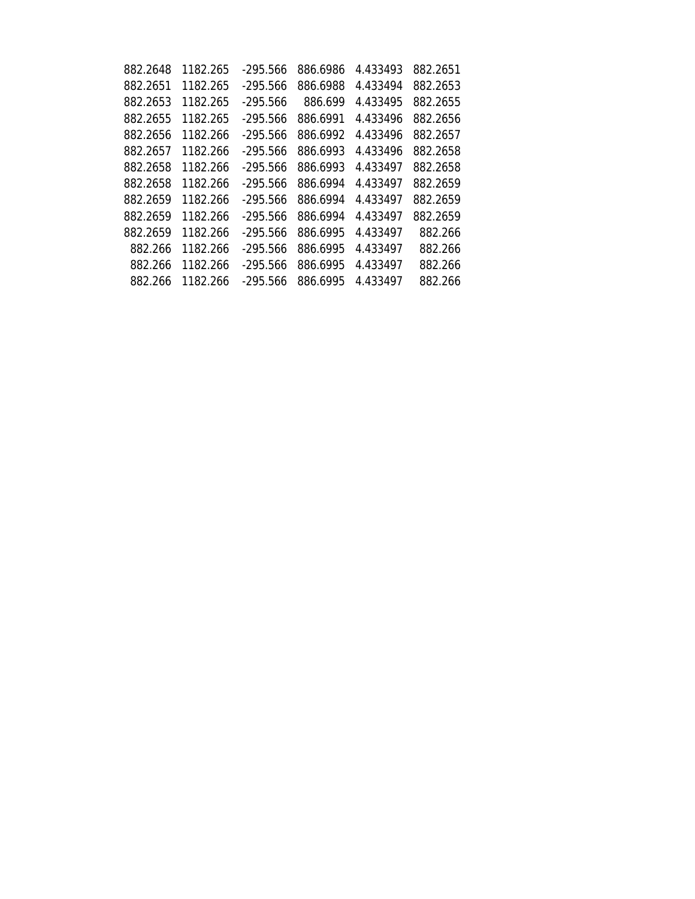| | | | | | |
|---|---|---|---|---|---|
| 882.2648 | 1182.265 | -295.566 | 886.6986 | 4.433493 | 882.2651 |
| 882.2651 | 1182.265 | -295.566 | 886.6988 | 4.433494 | 882.2653 |
| 882.2653 | 1182.265 | -295.566 | 886.699 | 4.433495 | 882.2655 |
| 882.2655 | 1182.265 | -295.566 | 886.6991 | 4.433496 | 882.2656 |
| 882.2656 | 1182.266 | -295.566 | 886.6992 | 4.433496 | 882.2657 |
| 882.2657 | 1182.266 | -295.566 | 886.6993 | 4.433496 | 882.2658 |
| 882.2658 | 1182.266 | -295.566 | 886.6993 | 4.433497 | 882.2658 |
| 882.2658 | 1182.266 | -295.566 | 886.6994 | 4.433497 | 882.2659 |
| 882.2659 | 1182.266 | -295.566 | 886.6994 | 4.433497 | 882.2659 |
| 882.2659 | 1182.266 | -295.566 | 886.6994 | 4.433497 | 882.2659 |
| 882.2659 | 1182.266 | -295.566 | 886.6995 | 4.433497 | 882.266 |
| 882.266 | 1182.266 | -295.566 | 886.6995 | 4.433497 | 882.266 |
| 882.266 | 1182.266 | -295.566 | 886.6995 | 4.433497 | 882.266 |
| 882.266 | 1182.266 | -295.566 | 886.6995 | 4.433497 | 882.266 |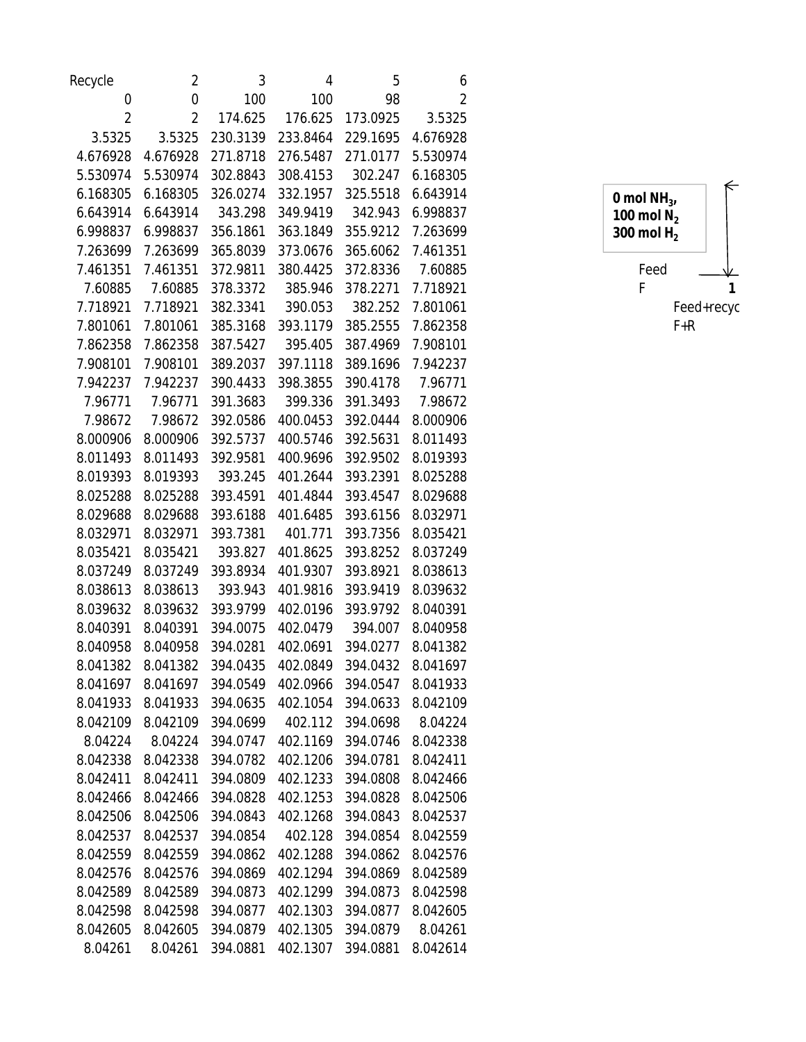| Recycle | 2 | 3 | 4 | 5 | 6 |
|---|---|---|---|---|---|
| 0 | 0 | 100 | 100 | 98 | 2 |
| 2 | 2 | 174.625 | 176.625 | 173.0925 | 3.5325 |
| 3.5325 | 3.5325 | 230.3139 | 233.8464 | 229.1695 | 4.676928 |
| 4.676928 | 4.676928 | 271.8718 | 276.5487 | 271.0177 | 5.530974 |
| 5.530974 | 5.530974 | 302.8843 | 308.4153 | 302.247 | 6.168305 |
| 6.168305 | 6.168305 | 326.0274 | 332.1957 | 325.5518 | 6.643914 |
| 6.643914 | 6.643914 | 343.298 | 349.9419 | 342.943 | 6.998837 |
| 6.998837 | 6.998837 | 356.1861 | 363.1849 | 355.9212 | 7.263699 |
| 7.263699 | 7.263699 | 365.8039 | 373.0676 | 365.6062 | 7.461351 |
| 7.461351 | 7.461351 | 372.9811 | 380.4425 | 372.8336 | 7.60885 |
| 7.60885 | 7.60885 | 378.3372 | 385.946 | 378.2271 | 7.718921 |
| 7.718921 | 7.718921 | 382.3341 | 390.053 | 382.252 | 7.801061 |
| 7.801061 | 7.801061 | 385.3168 | 393.1179 | 385.2555 | 7.862358 |
| 7.862358 | 7.862358 | 387.5427 | 395.405 | 387.4969 | 7.908101 |
| 7.908101 | 7.908101 | 389.2037 | 397.1118 | 389.1696 | 7.942237 |
| 7.942237 | 7.942237 | 390.4433 | 398.3855 | 390.4178 | 7.96771 |
| 7.96771 | 7.96771 | 391.3683 | 399.336 | 391.3493 | 7.98672 |
| 7.98672 | 7.98672 | 392.0586 | 400.0453 | 392.0444 | 8.000906 |
| 8.000906 | 8.000906 | 392.5737 | 400.5746 | 392.5631 | 8.011493 |
| 8.011493 | 8.011493 | 392.9581 | 400.9696 | 392.9502 | 8.019393 |
| 8.019393 | 8.019393 | 393.245 | 401.2644 | 393.2391 | 8.025288 |
| 8.025288 | 8.025288 | 393.4591 | 401.4844 | 393.4547 | 8.029688 |
| 8.029688 | 8.029688 | 393.6188 | 401.6485 | 393.6156 | 8.032971 |
| 8.032971 | 8.032971 | 393.7381 | 401.771 | 393.7356 | 8.035421 |
| 8.035421 | 8.035421 | 393.827 | 401.8625 | 393.8252 | 8.037249 |
| 8.037249 | 8.037249 | 393.8934 | 401.9307 | 393.8921 | 8.038613 |
| 8.038613 | 8.038613 | 393.943 | 401.9816 | 393.9419 | 8.039632 |
| 8.039632 | 8.039632 | 393.9799 | 402.0196 | 393.9792 | 8.040391 |
| 8.040391 | 8.040391 | 394.0075 | 402.0479 | 394.007 | 8.040958 |
| 8.040958 | 8.040958 | 394.0281 | 402.0691 | 394.0277 | 8.041382 |
| 8.041382 | 8.041382 | 394.0435 | 402.0849 | 394.0432 | 8.041697 |
| 8.041697 | 8.041697 | 394.0549 | 402.0966 | 394.0547 | 8.041933 |
| 8.041933 | 8.041933 | 394.0635 | 402.1054 | 394.0633 | 8.042109 |
| 8.042109 | 8.042109 | 394.0699 | 402.112 | 394.0698 | 8.04224 |
| 8.04224 | 8.04224 | 394.0747 | 402.1169 | 394.0746 | 8.042338 |
| 8.042338 | 8.042338 | 394.0782 | 402.1206 | 394.0781 | 8.042411 |
| 8.042411 | 8.042411 | 394.0809 | 402.1233 | 394.0808 | 8.042466 |
| 8.042466 | 8.042466 | 394.0828 | 402.1253 | 394.0828 | 8.042506 |
| 8.042506 | 8.042506 | 394.0843 | 402.1268 | 394.0843 | 8.042537 |
| 8.042537 | 8.042537 | 394.0854 | 402.128 | 394.0854 | 8.042559 |
| 8.042559 | 8.042559 | 394.0862 | 402.1288 | 394.0862 | 8.042576 |
| 8.042576 | 8.042576 | 394.0869 | 402.1294 | 394.0869 | 8.042589 |
| 8.042589 | 8.042589 | 394.0873 | 402.1299 | 394.0873 | 8.042598 |
| 8.042598 | 8.042598 | 394.0877 | 402.1303 | 394.0877 | 8.042605 |
| 8.042605 | 8.042605 | 394.0879 | 402.1305 | 394.0879 | 8.04261 |
| 8.04261 | 8.04261 | 394.0881 | 402.1307 | 394.0881 | 8.042614 |

**0 mol $NH_3$,**
**100 mol $N_2$**
**300 mol $H_2$**

Feed
F

**1**

Feed+recyc
F+R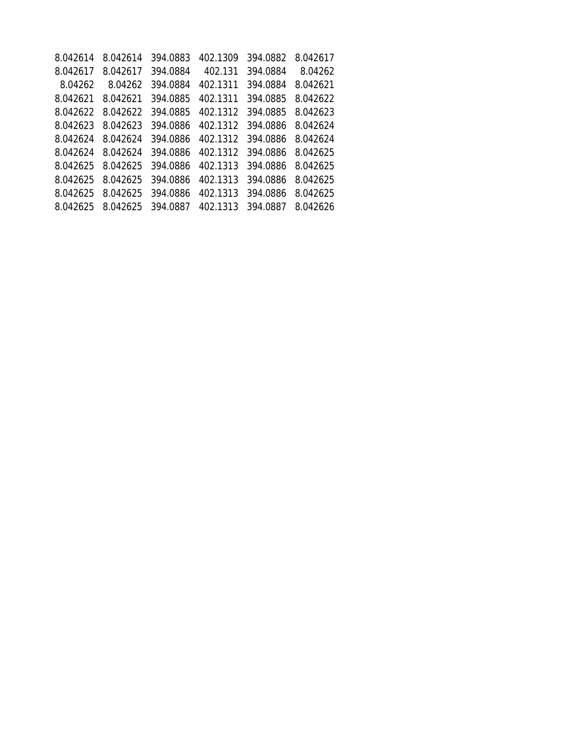| | | | | | |
|---|---|---|---|---|---|
| 8.042614 | 8.042614 | 394.0883 | 402.1309 | 394.0882 | 8.042617 |
| 8.042617 | 8.042617 | 394.0884 | 402.131 | 394.0884 | 8.04262 |
| 8.04262 | 8.04262 | 394.0884 | 402.1311 | 394.0884 | 8.042621 |
| 8.042621 | 8.042621 | 394.0885 | 402.1311 | 394.0885 | 8.042622 |
| 8.042622 | 8.042622 | 394.0885 | 402.1312 | 394.0885 | 8.042623 |
| 8.042623 | 8.042623 | 394.0886 | 402.1312 | 394.0886 | 8.042624 |
| 8.042624 | 8.042624 | 394.0886 | 402.1312 | 394.0886 | 8.042624 |
| 8.042624 | 8.042624 | 394.0886 | 402.1312 | 394.0886 | 8.042625 |
| 8.042625 | 8.042625 | 394.0886 | 402.1313 | 394.0886 | 8.042625 |
| 8.042625 | 8.042625 | 394.0886 | 402.1313 | 394.0886 | 8.042625 |
| 8.042625 | 8.042625 | 394.0886 | 402.1313 | 394.0886 | 8.042625 |
| 8.042625 | 8.042625 | 394.0887 | 402.1313 | 394.0887 | 8.042626 |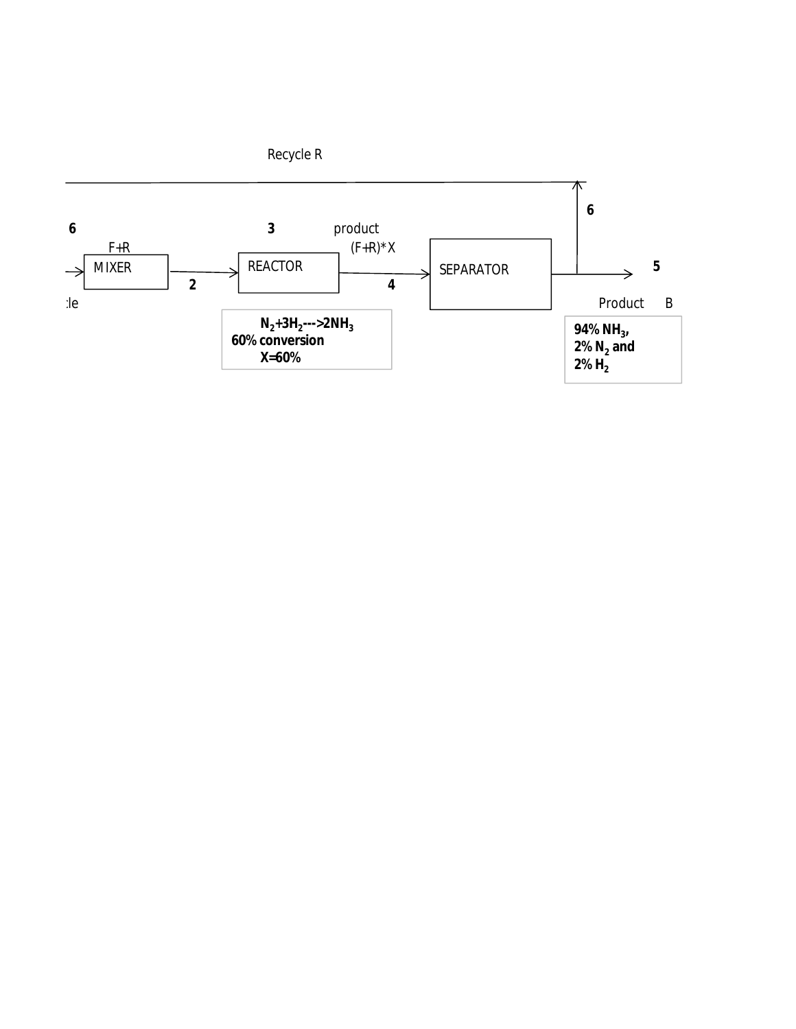Recycle R

6

6

F+R

MIXER

2

3

REACTOR

product

(F+R)*X

4

SEPARATOR

5

:le

Product B

$N_2 + 3H_2 \text{---}> 2NH_3$
**60% conversion**
**X=60%**

**94% $NH_3$,**
**2% $N_2$ and**
**2% $H_2$**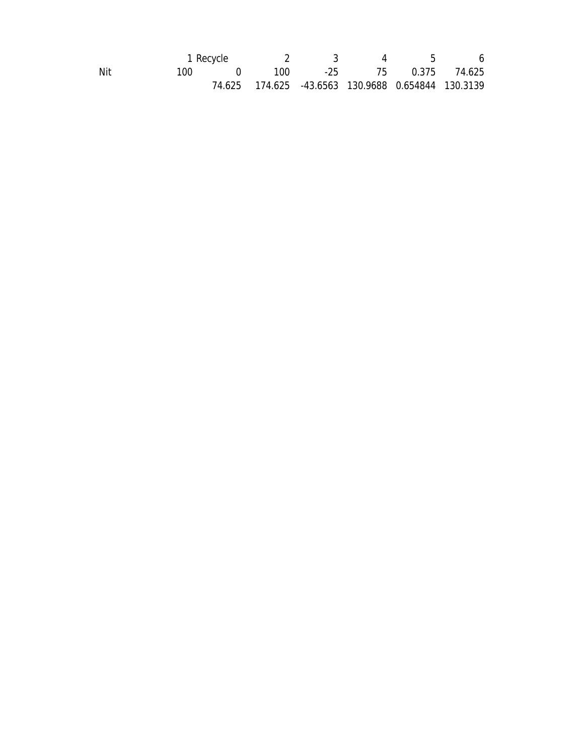| | 1 | Recycle | 2 | 3 | 4 | 5 | 6 |
|---|---|---|---|---|---|---|---|
| | | | | | | | |
| Nit | 100 | 0 | 100 | -25 | 75 | 0.375 | 74.625 |
| | | 74.625 | 174.625 | -43.6563 | 130.9688 | 0.654844 | 130.3139 |